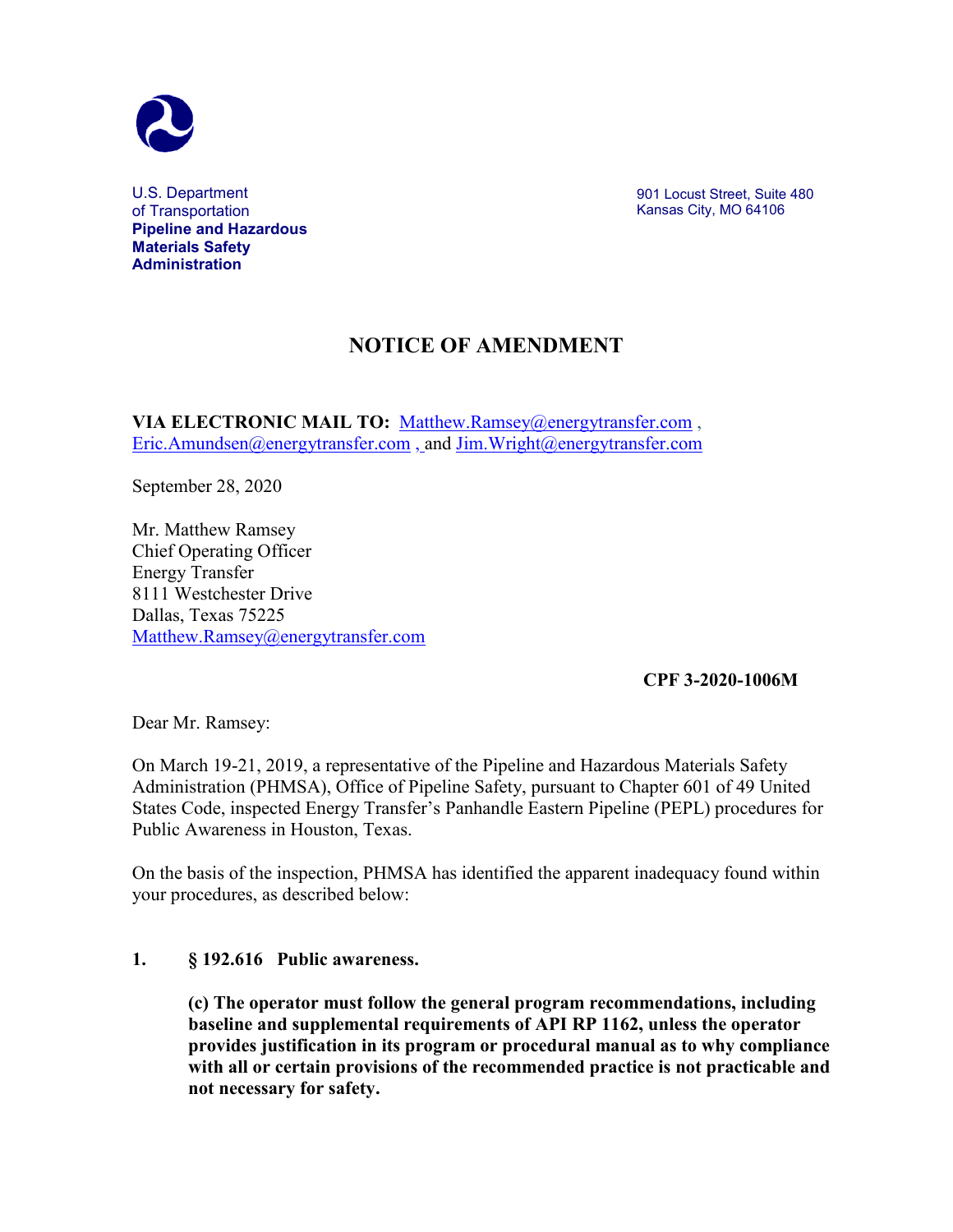U.S. Department of Transportation
**Pipeline and Hazardous Materials Safety Administration**

901 Locust Street, Suite 480
Kansas City, MO 64106

# NOTICE OF AMENDMENT

**VIA ELECTRONIC MAIL TO:** Matthew.Ramsey@energytransfer.com , Eric.Amundsen@energytransfer.com , and Jim.Wright@energytransfer.com

September 28, 2020

Mr. Matthew Ramsey
Chief Operating Officer
Energy Transfer
8111 Westchester Drive
Dallas, Texas 75225
Matthew.Ramsey@energytransfer.com

**CPF 3-2020-1006M**

Dear Mr. Ramsey:

On March 19-21, 2019, a representative of the Pipeline and Hazardous Materials Safety Administration (PHMSA), Office of Pipeline Safety, pursuant to Chapter 601 of 49 United States Code, inspected Energy Transfer's Panhandle Eastern Pipeline (PEPL) procedures for Public Awareness in Houston, Texas.

On the basis of the inspection, PHMSA has identified the apparent inadequacy found within your procedures, as described below:

**1. § 192.616 Public awareness.**

**(c) The operator must follow the general program recommendations, including baseline and supplemental requirements of API RP 1162, unless the operator provides justification in its program or procedural manual as to why compliance with all or certain provisions of the recommended practice is not practicable and not necessary for safety.**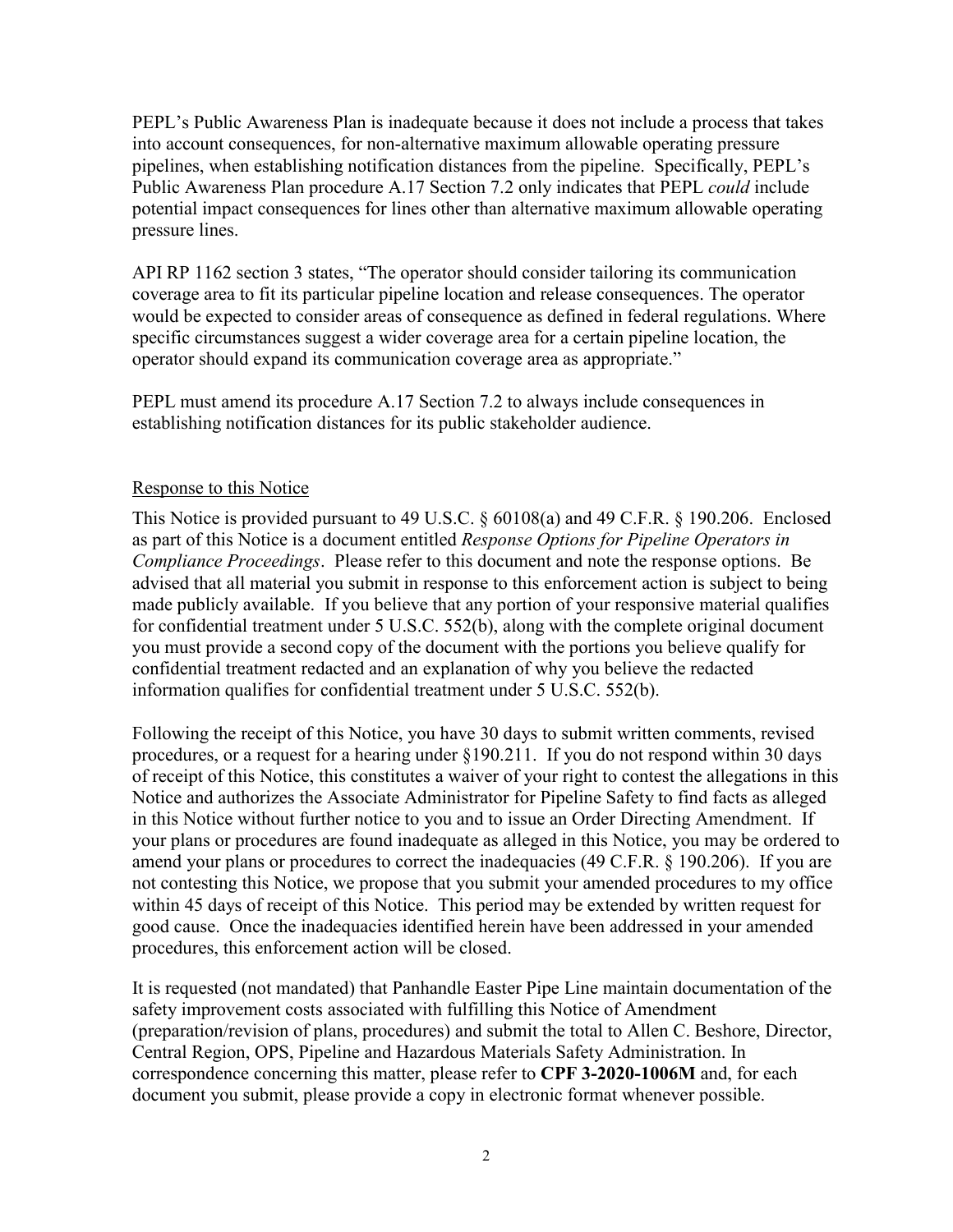PEPL's Public Awareness Plan is inadequate because it does not include a process that takes into account consequences, for non-alternative maximum allowable operating pressure pipelines, when establishing notification distances from the pipeline. Specifically, PEPL's Public Awareness Plan procedure A.17 Section 7.2 only indicates that PEPL *could* include potential impact consequences for lines other than alternative maximum allowable operating pressure lines.

API RP 1162 section 3 states, "The operator should consider tailoring its communication coverage area to fit its particular pipeline location and release consequences. The operator would be expected to consider areas of consequence as defined in federal regulations. Where specific circumstances suggest a wider coverage area for a certain pipeline location, the operator should expand its communication coverage area as appropriate."

PEPL must amend its procedure A.17 Section 7.2 to always include consequences in establishing notification distances for its public stakeholder audience.

Response to this Notice

This Notice is provided pursuant to 49 U.S.C. § 60108(a) and 49 C.F.R. § 190.206. Enclosed as part of this Notice is a document entitled *Response Options for Pipeline Operators in Compliance Proceedings*. Please refer to this document and note the response options. Be advised that all material you submit in response to this enforcement action is subject to being made publicly available. If you believe that any portion of your responsive material qualifies for confidential treatment under 5 U.S.C. 552(b), along with the complete original document you must provide a second copy of the document with the portions you believe qualify for confidential treatment redacted and an explanation of why you believe the redacted information qualifies for confidential treatment under 5 U.S.C. 552(b).

Following the receipt of this Notice, you have 30 days to submit written comments, revised procedures, or a request for a hearing under §190.211. If you do not respond within 30 days of receipt of this Notice, this constitutes a waiver of your right to contest the allegations in this Notice and authorizes the Associate Administrator for Pipeline Safety to find facts as alleged in this Notice without further notice to you and to issue an Order Directing Amendment. If your plans or procedures are found inadequate as alleged in this Notice, you may be ordered to amend your plans or procedures to correct the inadequacies (49 C.F.R. § 190.206). If you are not contesting this Notice, we propose that you submit your amended procedures to my office within 45 days of receipt of this Notice. This period may be extended by written request for good cause. Once the inadequacies identified herein have been addressed in your amended procedures, this enforcement action will be closed.

It is requested (not mandated) that Panhandle Easter Pipe Line maintain documentation of the safety improvement costs associated with fulfilling this Notice of Amendment (preparation/revision of plans, procedures) and submit the total to Allen C. Beshore, Director, Central Region, OPS, Pipeline and Hazardous Materials Safety Administration. In correspondence concerning this matter, please refer to **CPF 3-2020-1006M** and, for each document you submit, please provide a copy in electronic format whenever possible.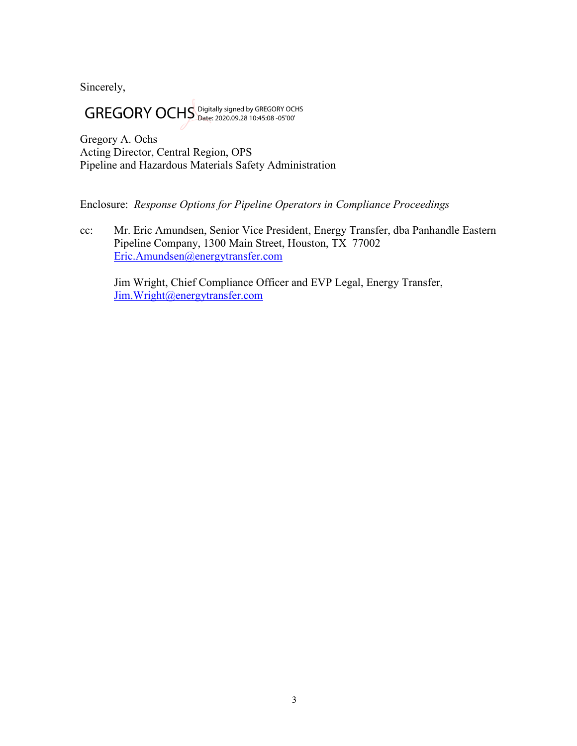Sincerely,

GREGORY OCHS Digitally signed by GREGORY OCHS Date: 2020.09.28 10:45:08 -05'00'

Gregory A. Ochs
Acting Director, Central Region, OPS
Pipeline and Hazardous Materials Safety Administration

Enclosure: *Response Options for Pipeline Operators in Compliance Proceedings*

cc: Mr. Eric Amundsen, Senior Vice President, Energy Transfer, dba Panhandle Eastern Pipeline Company, 1300 Main Street, Houston, TX 77002
Eric.Amundsen@energytransfer.com

Jim Wright, Chief Compliance Officer and EVP Legal, Energy Transfer,
Jim.Wright@energytransfer.com